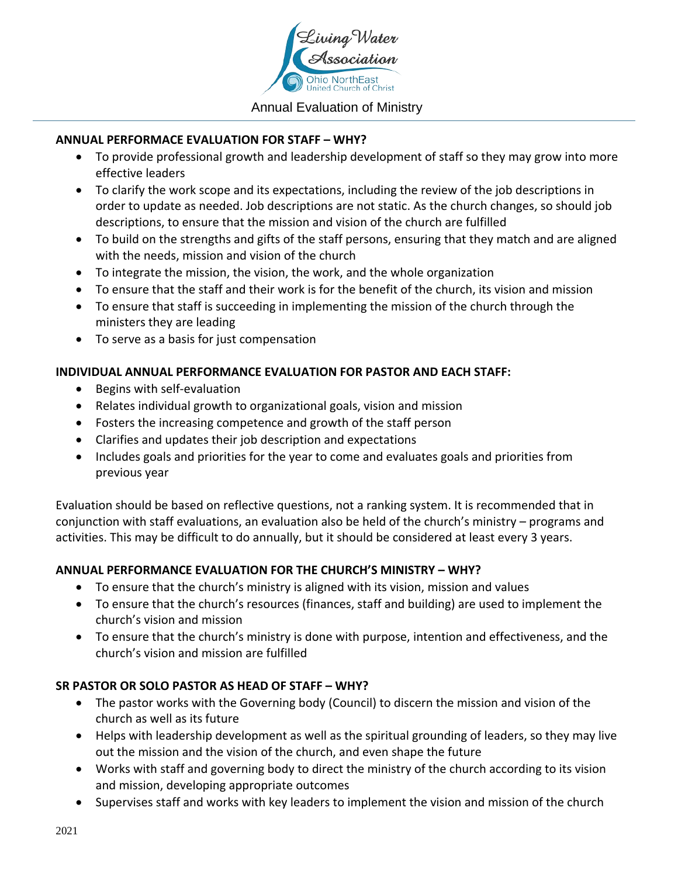Living Water Association

Ohio NorthEast United Church of Christ

Annual Evaluation of Ministry

**ANNUAL PERFORMACE EVALUATION FOR STAFF – WHY?**

- To provide professional growth and leadership development of staff so they may grow into more effective leaders
- To clarify the work scope and its expectations, including the review of the job descriptions in order to update as needed. Job descriptions are not static. As the church changes, so should job descriptions, to ensure that the mission and vision of the church are fulfilled
- To build on the strengths and gifts of the staff persons, ensuring that they match and are aligned with the needs, mission and vision of the church
- To integrate the mission, the vision, the work, and the whole organization
- To ensure that the staff and their work is for the benefit of the church, its vision and mission
- To ensure that staff is succeeding in implementing the mission of the church through the ministers they are leading
- To serve as a basis for just compensation

**INDIVIDUAL ANNUAL PERFORMANCE EVALUATION FOR PASTOR AND EACH STAFF:**

- Begins with self-evaluation
- Relates individual growth to organizational goals, vision and mission
- Fosters the increasing competence and growth of the staff person
- Clarifies and updates their job description and expectations
- Includes goals and priorities for the year to come and evaluates goals and priorities from previous year

Evaluation should be based on reflective questions, not a ranking system. It is recommended that in conjunction with staff evaluations, an evaluation also be held of the church's ministry – programs and activities. This may be difficult to do annually, but it should be considered at least every 3 years.

**ANNUAL PERFORMANCE EVALUATION FOR THE CHURCH'S MINISTRY – WHY?**

- To ensure that the church's ministry is aligned with its vision, mission and values
- To ensure that the church's resources (finances, staff and building) are used to implement the church's vision and mission
- To ensure that the church's ministry is done with purpose, intention and effectiveness, and the church's vision and mission are fulfilled

**SR PASTOR OR SOLO PASTOR AS HEAD OF STAFF – WHY?**

- The pastor works with the Governing body (Council) to discern the mission and vision of the church as well as its future
- Helps with leadership development as well as the spiritual grounding of leaders, so they may live out the mission and the vision of the church, and even shape the future
- Works with staff and governing body to direct the ministry of the church according to its vision and mission, developing appropriate outcomes
- Supervises staff and works with key leaders to implement the vision and mission of the church

2021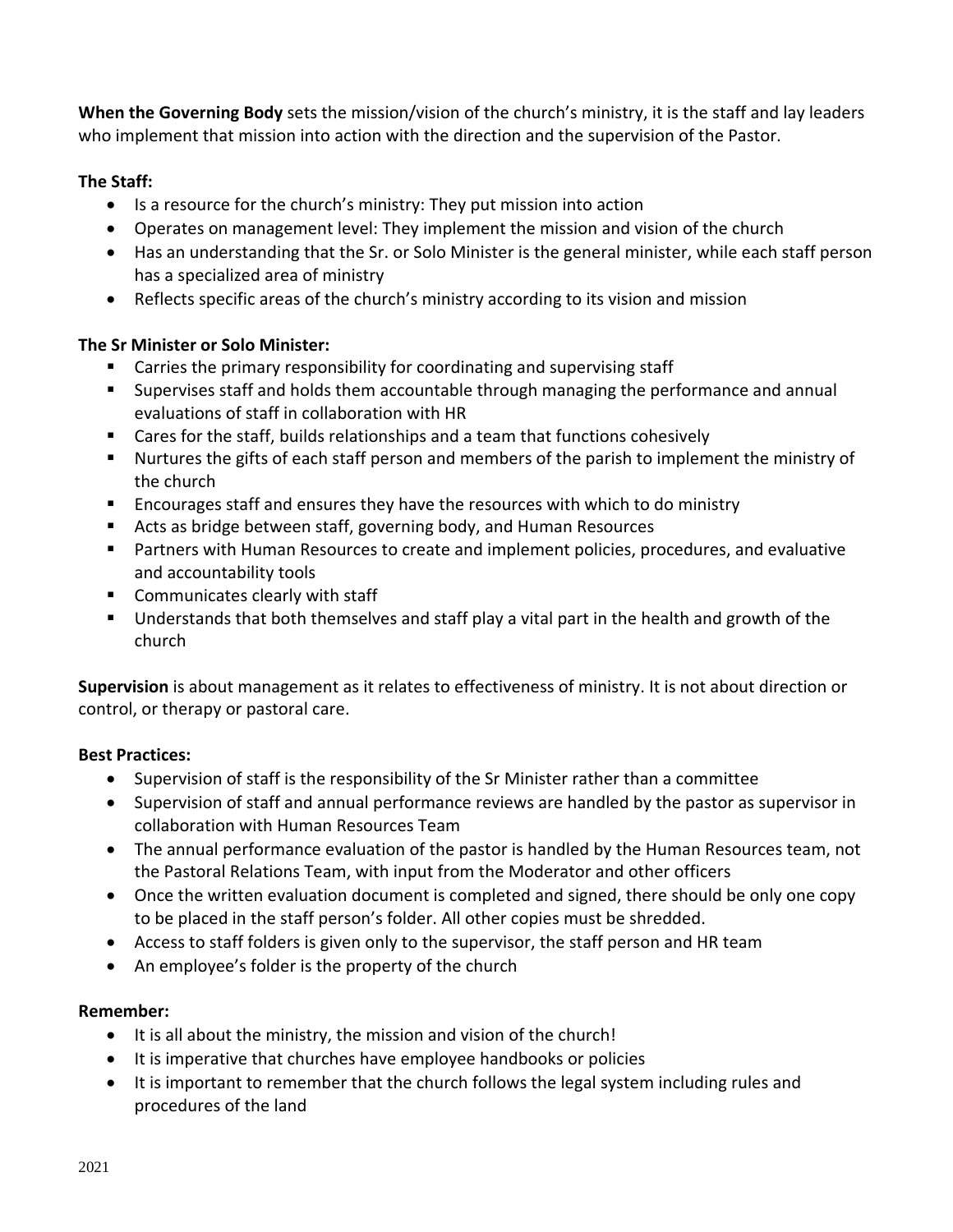**When the Governing Body** sets the mission/vision of the church's ministry, it is the staff and lay leaders who implement that mission into action with the direction and the supervision of the Pastor.

**The Staff:**

- Is a resource for the church's ministry: They put mission into action
- Operates on management level: They implement the mission and vision of the church
- Has an understanding that the Sr. or Solo Minister is the general minister, while each staff person has a specialized area of ministry
- Reflects specific areas of the church's ministry according to its vision and mission

**The Sr Minister or Solo Minister:**

- Carries the primary responsibility for coordinating and supervising staff
- Supervises staff and holds them accountable through managing the performance and annual evaluations of staff in collaboration with HR
- Cares for the staff, builds relationships and a team that functions cohesively
- Nurtures the gifts of each staff person and members of the parish to implement the ministry of the church
- Encourages staff and ensures they have the resources with which to do ministry
- Acts as bridge between staff, governing body, and Human Resources
- Partners with Human Resources to create and implement policies, procedures, and evaluative and accountability tools
- Communicates clearly with staff
- Understands that both themselves and staff play a vital part in the health and growth of the church

**Supervision** is about management as it relates to effectiveness of ministry. It is not about direction or control, or therapy or pastoral care.

**Best Practices:**

- Supervision of staff is the responsibility of the Sr Minister rather than a committee
- Supervision of staff and annual performance reviews are handled by the pastor as supervisor in collaboration with Human Resources Team
- The annual performance evaluation of the pastor is handled by the Human Resources team, not the Pastoral Relations Team, with input from the Moderator and other officers
- Once the written evaluation document is completed and signed, there should be only one copy to be placed in the staff person's folder. All other copies must be shredded.
- Access to staff folders is given only to the supervisor, the staff person and HR team
- An employee's folder is the property of the church

**Remember:**

- It is all about the ministry, the mission and vision of the church!
- It is imperative that churches have employee handbooks or policies
- It is important to remember that the church follows the legal system including rules and procedures of the land

2021